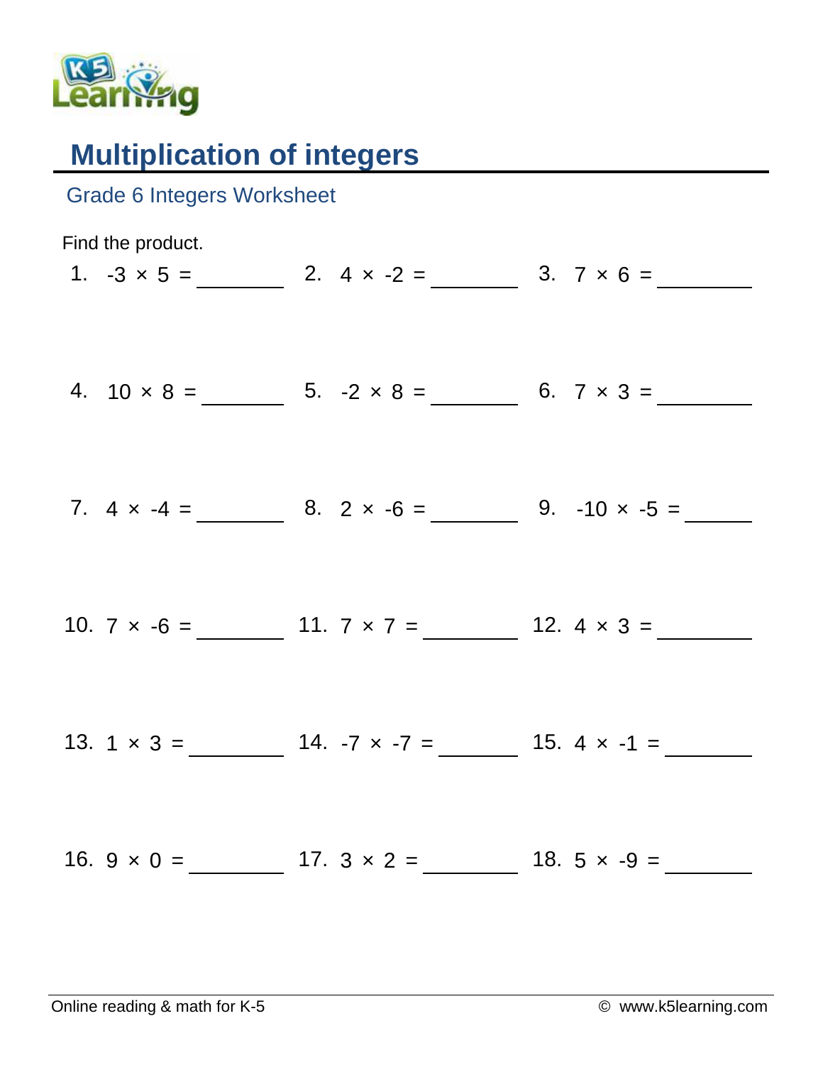# Multiplication of integers

## Grade 6 Integers Worksheet

Find the product.

1. $-3 \times 5 =$ ________
2. $4 \times -2 =$ ________
3. $7 \times 6 =$ ________
4. $10 \times 8 =$ ________
5. $-2 \times 8 =$ ________
6. $7 \times 3 =$ ________
7. $4 \times -4 =$ ________
8. $2 \times -6 =$ ________
9. $-10 \times -5 =$ ________
10. $7 \times -6 =$ ________
11. $7 \times 7 =$ ________
12. $4 \times 3 =$ ________
13. $1 \times 3 =$ ________
14. $-7 \times -7 =$ ________
15. $4 \times -1 =$ ________
16. $9 \times 0 =$ ________
17. $3 \times 2 =$ ________
18. $5 \times -9 =$ ________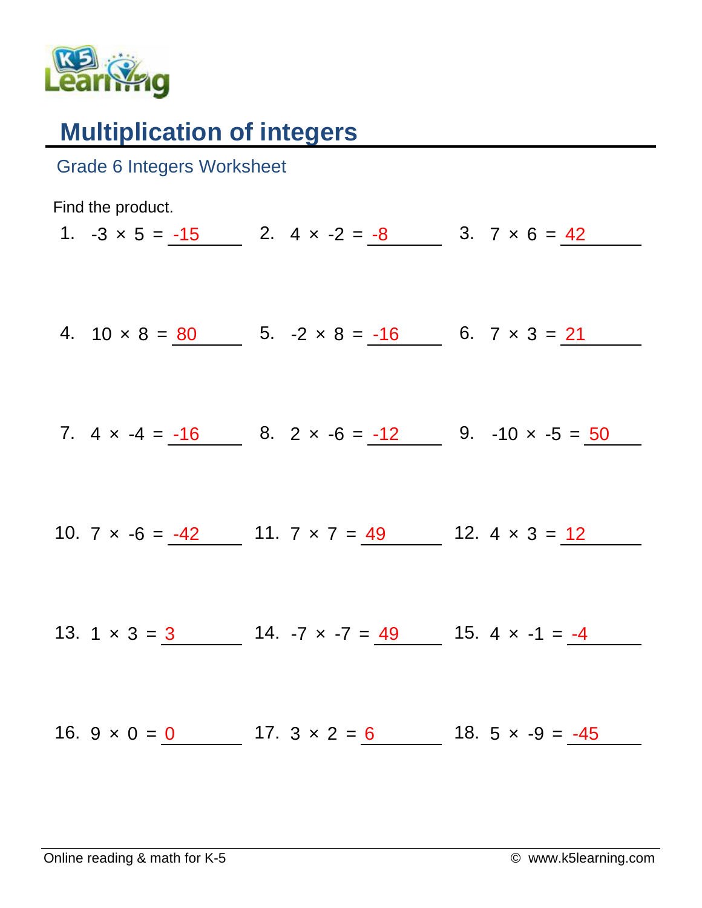# Multiplication of integers

## Grade 6 Integers Worksheet

Find the product.

1. $-3 \times 5 =$ -15
2. $4 \times -2 =$ -8
3. $7 \times 6 =$ 42
4. $10 \times 8 =$ 80
5. $-2 \times 8 =$ -16
6. $7 \times 3 =$ 21
7. $4 \times -4 =$ -16
8. $2 \times -6 =$ -12
9. $-10 \times -5 =$ 50
10. $7 \times -6 =$ -42
11. $7 \times 7 =$ 49
12. $4 \times 3 =$ 12
13. $1 \times 3 =$ 3
14. $-7 \times -7 =$ 49
15. $4 \times -1 =$ -4
16. $9 \times 0 =$ 0
17. $3 \times 2 =$ 6
18. $5 \times -9 =$ -45